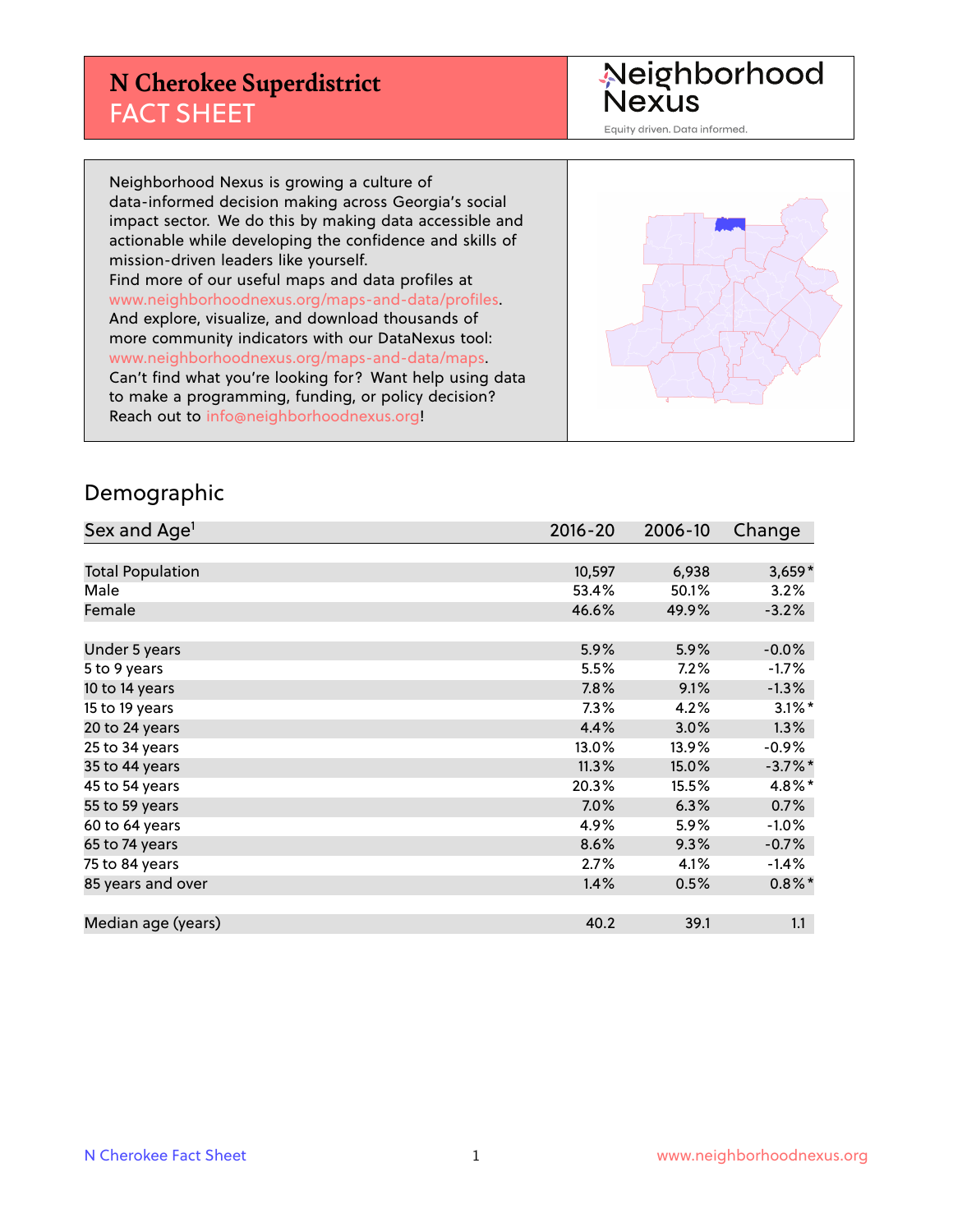# N Cherokee Superdistrict
# FACT SHEET

Neighborhood Nexus

Equity driven. Data informed.

Neighborhood Nexus is growing a culture of data-informed decision making across Georgia's social impact sector. We do this by making data accessible and actionable while developing the confidence and skills of mission-driven leaders like yourself.
Find more of our useful maps and data profiles at www.neighborhoodnexus.org/maps-and-data/profiles.
And explore, visualize, and download thousands of more community indicators with our DataNexus tool: www.neighborhoodnexus.org/maps-and-data/maps.
Can't find what you're looking for? Want help using data to make a programming, funding, or policy decision?
Reach out to info@neighborhoodnexus.org!

## Demographic

| Sex and Age[1] | 2016-20 | 2006-10 | Change |
|---|---|---|---|
| Total Population | 10,597 | 6,938 | 3,659* |
| Male | 53.4% | 50.1% | 3.2% |
| Female | 46.6% | 49.9% | -3.2% |
| | | | |
| Under 5 years | 5.9% | 5.9% | -0.0% |
| 5 to 9 years | 5.5% | 7.2% | -1.7% |
| 10 to 14 years | 7.8% | 9.1% | -1.3% |
| 15 to 19 years | 7.3% | 4.2% | 3.1%* |
| 20 to 24 years | 4.4% | 3.0% | 1.3% |
| 25 to 34 years | 13.0% | 13.9% | -0.9% |
| 35 to 44 years | 11.3% | 15.0% | -3.7%* |
| 45 to 54 years | 20.3% | 15.5% | 4.8%* |
| 55 to 59 years | 7.0% | 6.3% | 0.7% |
| 60 to 64 years | 4.9% | 5.9% | -1.0% |
| 65 to 74 years | 8.6% | 9.3% | -0.7% |
| 75 to 84 years | 2.7% | 4.1% | -1.4% |
| 85 years and over | 1.4% | 0.5% | 0.8%* |
| | | | |
| Median age (years) | 40.2 | 39.1 | 1.1 |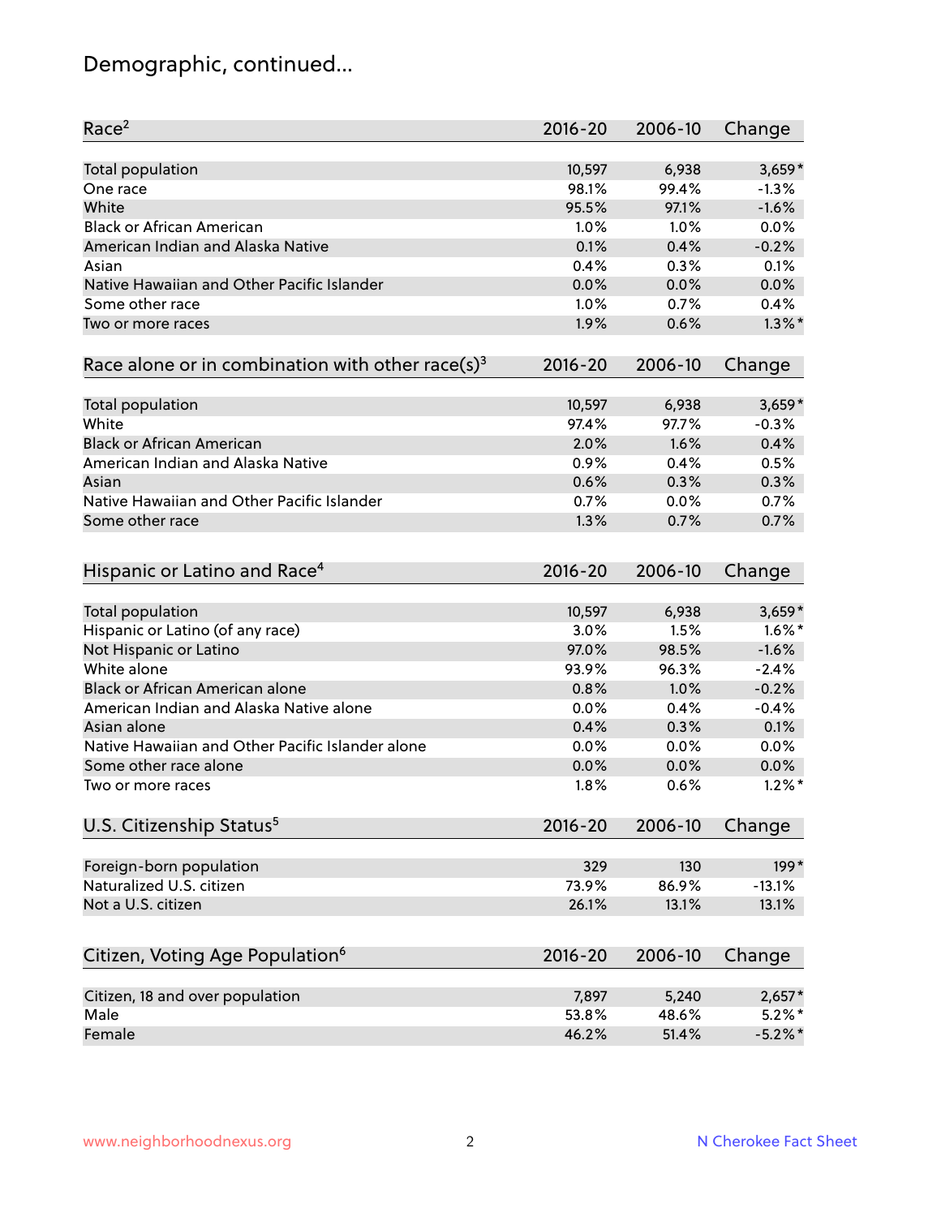## Demographic, continued...

| Race[2] | 2016-20 | 2006-10 | Change |
|---|---|---|---|
| Total population | 10,597 | 6,938 | 3,659* |
| One race | 98.1% | 99.4% | -1.3% |
| White | 95.5% | 97.1% | -1.6% |
| Black or African American | 1.0% | 1.0% | 0.0% |
| American Indian and Alaska Native | 0.1% | 0.4% | -0.2% |
| Asian | 0.4% | 0.3% | 0.1% |
| Native Hawaiian and Other Pacific Islander | 0.0% | 0.0% | 0.0% |
| Some other race | 1.0% | 0.7% | 0.4% |
| Two or more races | 1.9% | 0.6% | 1.3%* |

| Race alone or in combination with other race(s)[3] | 2016-20 | 2006-10 | Change |
|---|---|---|---|
| Total population | 10,597 | 6,938 | 3,659* |
| White | 97.4% | 97.7% | -0.3% |
| Black or African American | 2.0% | 1.6% | 0.4% |
| American Indian and Alaska Native | 0.9% | 0.4% | 0.5% |
| Asian | 0.6% | 0.3% | 0.3% |
| Native Hawaiian and Other Pacific Islander | 0.7% | 0.0% | 0.7% |
| Some other race | 1.3% | 0.7% | 0.7% |

| Hispanic or Latino and Race[4] | 2016-20 | 2006-10 | Change |
|---|---|---|---|
| Total population | 10,597 | 6,938 | 3,659* |
| Hispanic or Latino (of any race) | 3.0% | 1.5% | 1.6%* |
| Not Hispanic or Latino | 97.0% | 98.5% | -1.6% |
| White alone | 93.9% | 96.3% | -2.4% |
| Black or African American alone | 0.8% | 1.0% | -0.2% |
| American Indian and Alaska Native alone | 0.0% | 0.4% | -0.4% |
| Asian alone | 0.4% | 0.3% | 0.1% |
| Native Hawaiian and Other Pacific Islander alone | 0.0% | 0.0% | 0.0% |
| Some other race alone | 0.0% | 0.0% | 0.0% |
| Two or more races | 1.8% | 0.6% | 1.2%* |

| U.S. Citizenship Status[5] | 2016-20 | 2006-10 | Change |
|---|---|---|---|
| Foreign-born population | 329 | 130 | 199* |
| Naturalized U.S. citizen | 73.9% | 86.9% | -13.1% |
| Not a U.S. citizen | 26.1% | 13.1% | 13.1% |

| Citizen, Voting Age Population[6] | 2016-20 | 2006-10 | Change |
|---|---|---|---|
| Citizen, 18 and over population | 7,897 | 5,240 | 2,657* |
| Male | 53.8% | 48.6% | 5.2%* |
| Female | 46.2% | 51.4% | -5.2%* |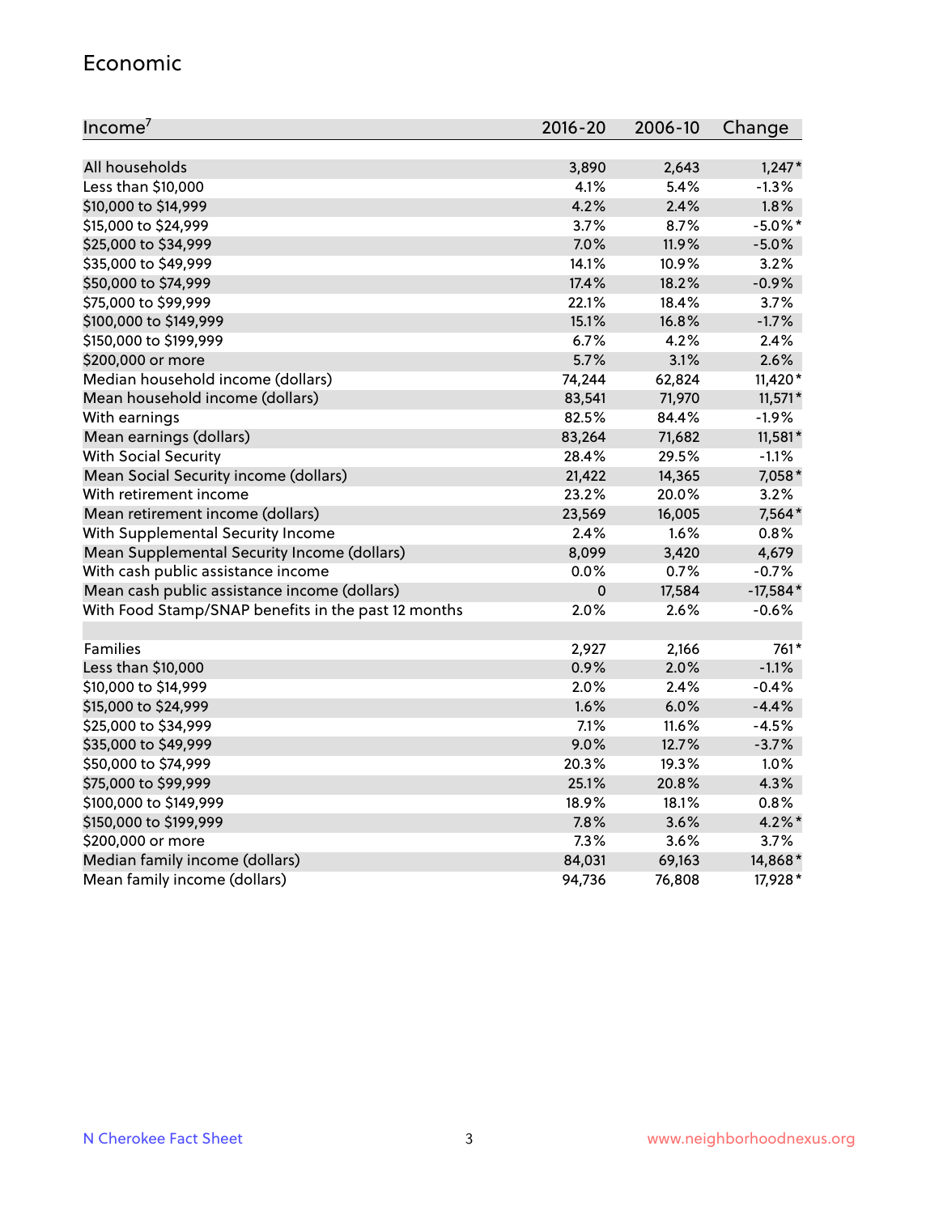## Economic

| Income[7] | 2016-20 | 2006-10 | Change |
|---|---|---|---|
| All households | 3,890 | 2,643 | 1,247* |
| Less than $10,000 | 4.1% | 5.4% | -1.3% |
| $10,000 to $14,999 | 4.2% | 2.4% | 1.8% |
| $15,000 to $24,999 | 3.7% | 8.7% | -5.0%* |
| $25,000 to $34,999 | 7.0% | 11.9% | -5.0% |
| $35,000 to $49,999 | 14.1% | 10.9% | 3.2% |
| $50,000 to $74,999 | 17.4% | 18.2% | -0.9% |
| $75,000 to $99,999 | 22.1% | 18.4% | 3.7% |
| $100,000 to $149,999 | 15.1% | 16.8% | -1.7% |
| $150,000 to $199,999 | 6.7% | 4.2% | 2.4% |
| $200,000 or more | 5.7% | 3.1% | 2.6% |
| Median household income (dollars) | 74,244 | 62,824 | 11,420* |
| Mean household income (dollars) | 83,541 | 71,970 | 11,571* |
| With earnings | 82.5% | 84.4% | -1.9% |
| Mean earnings (dollars) | 83,264 | 71,682 | 11,581* |
| With Social Security | 28.4% | 29.5% | -1.1% |
| Mean Social Security income (dollars) | 21,422 | 14,365 | 7,058* |
| With retirement income | 23.2% | 20.0% | 3.2% |
| Mean retirement income (dollars) | 23,569 | 16,005 | 7,564* |
| With Supplemental Security Income | 2.4% | 1.6% | 0.8% |
| Mean Supplemental Security Income (dollars) | 8,099 | 3,420 | 4,679 |
| With cash public assistance income | 0.0% | 0.7% | -0.7% |
| Mean cash public assistance income (dollars) | 0 | 17,584 | -17,584* |
| With Food Stamp/SNAP benefits in the past 12 months | 2.0% | 2.6% | -0.6% |
| | | | |
| Families | 2,927 | 2,166 | 761* |
| Less than $10,000 | 0.9% | 2.0% | -1.1% |
| $10,000 to $14,999 | 2.0% | 2.4% | -0.4% |
| $15,000 to $24,999 | 1.6% | 6.0% | -4.4% |
| $25,000 to $34,999 | 7.1% | 11.6% | -4.5% |
| $35,000 to $49,999 | 9.0% | 12.7% | -3.7% |
| $50,000 to $74,999 | 20.3% | 19.3% | 1.0% |
| $75,000 to $99,999 | 25.1% | 20.8% | 4.3% |
| $100,000 to $149,999 | 18.9% | 18.1% | 0.8% |
| $150,000 to $199,999 | 7.8% | 3.6% | 4.2%* |
| $200,000 or more | 7.3% | 3.6% | 3.7% |
| Median family income (dollars) | 84,031 | 69,163 | 14,868* |
| Mean family income (dollars) | 94,736 | 76,808 | 17,928* |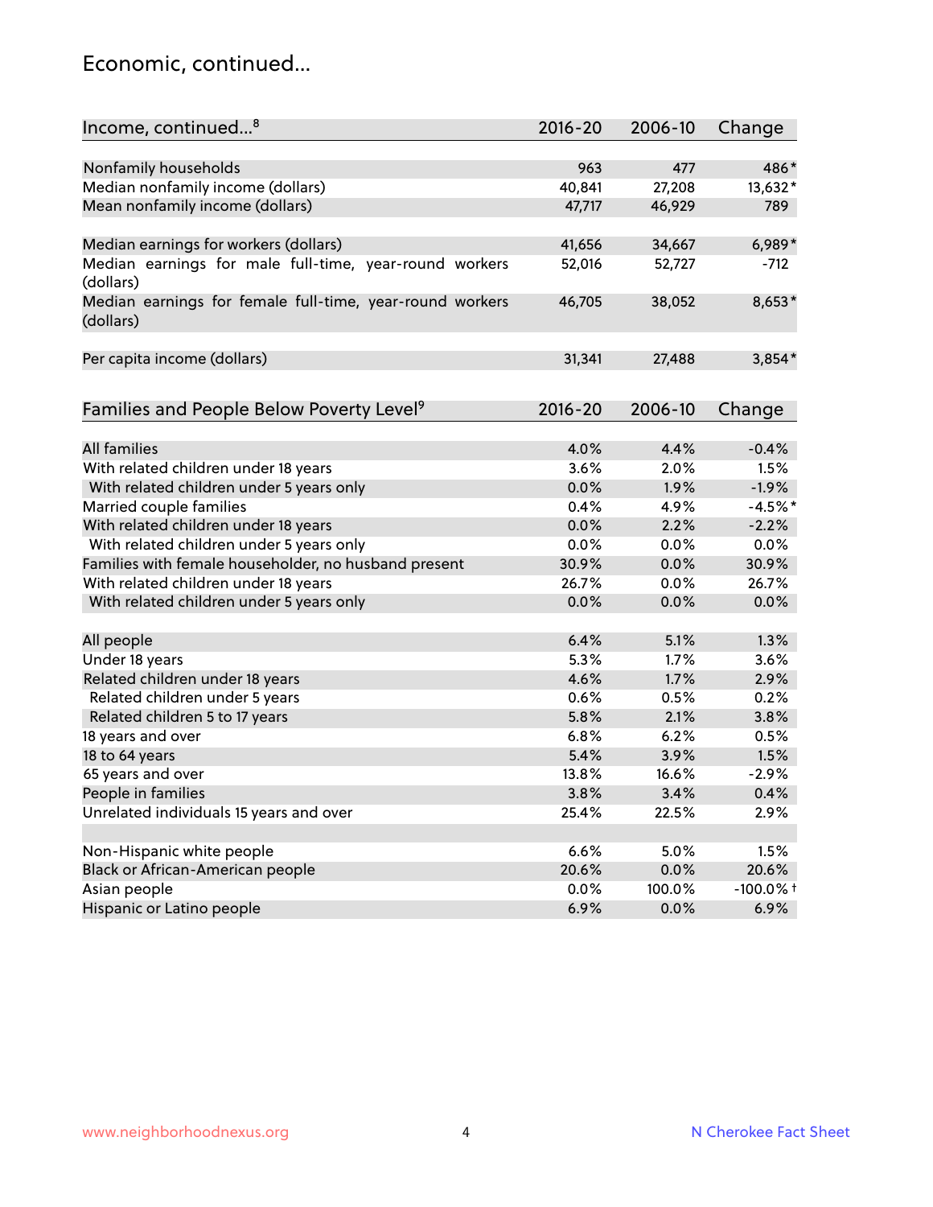## Economic, continued...

| Income, continued...[8] | 2016-20 | 2006-10 | Change |
|---|---|---|---|
| Nonfamily households | 963 | 477 | 486* |
| Median nonfamily income (dollars) | 40,841 | 27,208 | 13,632* |
| Mean nonfamily income (dollars) | 47,717 | 46,929 | 789 |
| | | | |
| Median earnings for workers (dollars) | 41,656 | 34,667 | 6,989* |
| Median earnings for male full-time, year-round workers (dollars) | 52,016 | 52,727 | -712 |
| Median earnings for female full-time, year-round workers (dollars) | 46,705 | 38,052 | 8,653* |
| | | | |
| Per capita income (dollars) | 31,341 | 27,488 | 3,854* |

| Families and People Below Poverty Level[9] | 2016-20 | 2006-10 | Change |
|---|---|---|---|
| All families | 4.0% | 4.4% | -0.4% |
| With related children under 18 years | 3.6% | 2.0% | 1.5% |
| With related children under 5 years only | 0.0% | 1.9% | -1.9% |
| Married couple families | 0.4% | 4.9% | -4.5%* |
| With related children under 18 years | 0.0% | 2.2% | -2.2% |
| With related children under 5 years only | 0.0% | 0.0% | 0.0% |
| Families with female householder, no husband present | 30.9% | 0.0% | 30.9% |
| With related children under 18 years | 26.7% | 0.0% | 26.7% |
| With related children under 5 years only | 0.0% | 0.0% | 0.0% |
| | | | |
| All people | 6.4% | 5.1% | 1.3% |
| Under 18 years | 5.3% | 1.7% | 3.6% |
| Related children under 18 years | 4.6% | 1.7% | 2.9% |
| Related children under 5 years | 0.6% | 0.5% | 0.2% |
| Related children 5 to 17 years | 5.8% | 2.1% | 3.8% |
| 18 years and over | 6.8% | 6.2% | 0.5% |
| 18 to 64 years | 5.4% | 3.9% | 1.5% |
| 65 years and over | 13.8% | 16.6% | -2.9% |
| People in families | 3.8% | 3.4% | 0.4% |
| Unrelated individuals 15 years and over | 25.4% | 22.5% | 2.9% |
| | | | |
| Non-Hispanic white people | 6.6% | 5.0% | 1.5% |
| Black or African-American people | 20.6% | 0.0% | 20.6% |
| Asian people | 0.0% | 100.0% | -100.0% † |
| Hispanic or Latino people | 6.9% | 0.0% | 6.9% |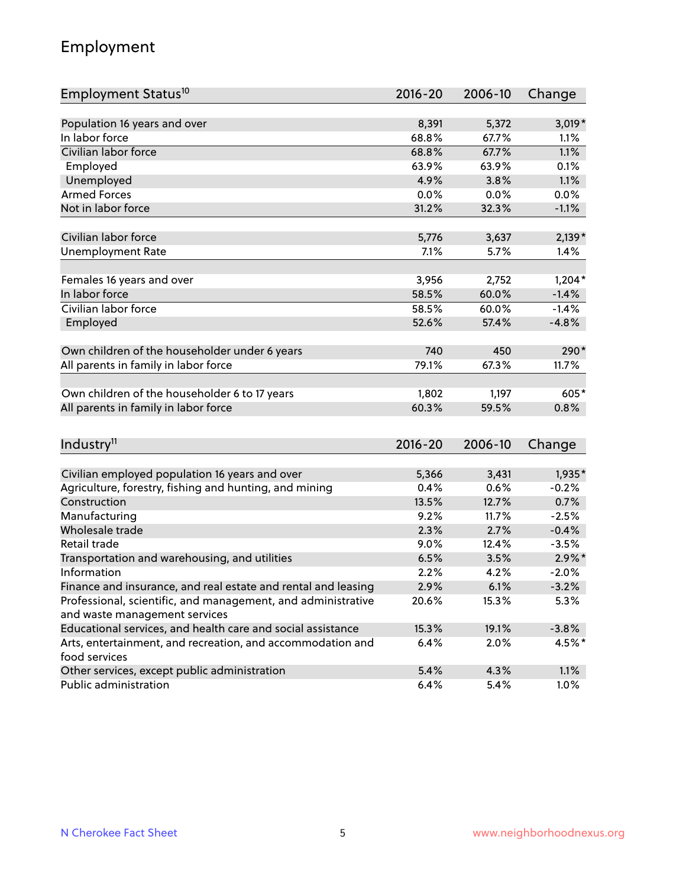## Employment

| Employment Status[10] | 2016-20 | 2006-10 | Change |
|---|---|---|---|
| Population 16 years and over | 8,391 | 5,372 | 3,019* |
| In labor force | 68.8% | 67.7% | 1.1% |
| Civilian labor force | 68.8% | 67.7% | 1.1% |
| Employed | 63.9% | 63.9% | 0.1% |
| Unemployed | 4.9% | 3.8% | 1.1% |
| Armed Forces | 0.0% | 0.0% | 0.0% |
| Not in labor force | 31.2% | 32.3% | -1.1% |
| | | | |
| Civilian labor force | 5,776 | 3,637 | 2,139* |
| Unemployment Rate | 7.1% | 5.7% | 1.4% |
| | | | |
| Females 16 years and over | 3,956 | 2,752 | 1,204* |
| In labor force | 58.5% | 60.0% | -1.4% |
| Civilian labor force | 58.5% | 60.0% | -1.4% |
| Employed | 52.6% | 57.4% | -4.8% |
| | | | |
| Own children of the householder under 6 years | 740 | 450 | 290* |
| All parents in family in labor force | 79.1% | 67.3% | 11.7% |
| | | | |
| Own children of the householder 6 to 17 years | 1,802 | 1,197 | 605* |
| All parents in family in labor force | 60.3% | 59.5% | 0.8% |

| Industry[11] | 2016-20 | 2006-10 | Change |
|---|---|---|---|
| Civilian employed population 16 years and over | 5,366 | 3,431 | 1,935* |
| Agriculture, forestry, fishing and hunting, and mining | 0.4% | 0.6% | -0.2% |
| Construction | 13.5% | 12.7% | 0.7% |
| Manufacturing | 9.2% | 11.7% | -2.5% |
| Wholesale trade | 2.3% | 2.7% | -0.4% |
| Retail trade | 9.0% | 12.4% | -3.5% |
| Transportation and warehousing, and utilities | 6.5% | 3.5% | 2.9%* |
| Information | 2.2% | 4.2% | -2.0% |
| Finance and insurance, and real estate and rental and leasing | 2.9% | 6.1% | -3.2% |
| Professional, scientific, and management, and administrative and waste management services | 20.6% | 15.3% | 5.3% |
| Educational services, and health care and social assistance | 15.3% | 19.1% | -3.8% |
| Arts, entertainment, and recreation, and accommodation and food services | 6.4% | 2.0% | 4.5%* |
| Other services, except public administration | 5.4% | 4.3% | 1.1% |
| Public administration | 6.4% | 5.4% | 1.0% |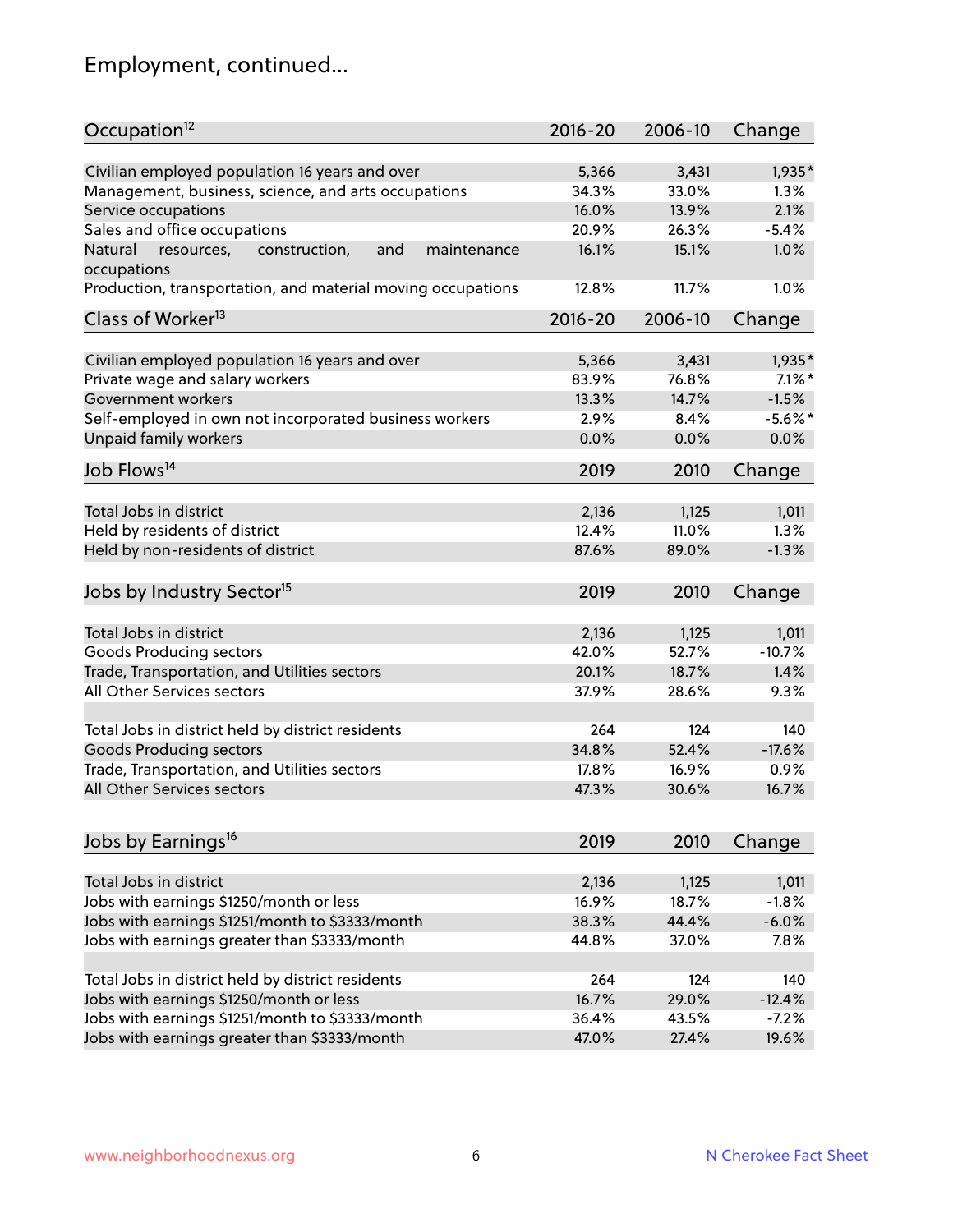# Employment, continued...

| Occupation[12] | 2016-20 | 2006-10 | Change |
|---|---|---|---|
| Civilian employed population 16 years and over | 5,366 | 3,431 | 1,935* |
| Management, business, science, and arts occupations | 34.3% | 33.0% | 1.3% |
| Service occupations | 16.0% | 13.9% | 2.1% |
| Sales and office occupations | 20.9% | 26.3% | -5.4% |
| Natural resources, construction, and maintenance occupations | 16.1% | 15.1% | 1.0% |
| Production, transportation, and material moving occupations | 12.8% | 11.7% | 1.0% |

| Class of Worker[13] | 2016-20 | 2006-10 | Change |
|---|---|---|---|
| Civilian employed population 16 years and over | 5,366 | 3,431 | 1,935* |
| Private wage and salary workers | 83.9% | 76.8% | 7.1%* |
| Government workers | 13.3% | 14.7% | -1.5% |
| Self-employed in own not incorporated business workers | 2.9% | 8.4% | -5.6%* |
| Unpaid family workers | 0.0% | 0.0% | 0.0% |

| Job Flows[14] | 2019 | 2010 | Change |
|---|---|---|---|
| Total Jobs in district | 2,136 | 1,125 | 1,011 |
| Held by residents of district | 12.4% | 11.0% | 1.3% |
| Held by non-residents of district | 87.6% | 89.0% | -1.3% |

| Jobs by Industry Sector[15] | 2019 | 2010 | Change |
|---|---|---|---|
| Total Jobs in district | 2,136 | 1,125 | 1,011 |
| Goods Producing sectors | 42.0% | 52.7% | -10.7% |
| Trade, Transportation, and Utilities sectors | 20.1% | 18.7% | 1.4% |
| All Other Services sectors | 37.9% | 28.6% | 9.3% |
| | | | |
| Total Jobs in district held by district residents | 264 | 124 | 140 |
| Goods Producing sectors | 34.8% | 52.4% | -17.6% |
| Trade, Transportation, and Utilities sectors | 17.8% | 16.9% | 0.9% |
| All Other Services sectors | 47.3% | 30.6% | 16.7% |

| Jobs by Earnings[16] | 2019 | 2010 | Change |
|---|---|---|---|
| Total Jobs in district | 2,136 | 1,125 | 1,011 |
| Jobs with earnings $1250/month or less | 16.9% | 18.7% | -1.8% |
| Jobs with earnings $1251/month to $3333/month | 38.3% | 44.4% | -6.0% |
| Jobs with earnings greater than $3333/month | 44.8% | 37.0% | 7.8% |
| | | | |
| Total Jobs in district held by district residents | 264 | 124 | 140 |
| Jobs with earnings $1250/month or less | 16.7% | 29.0% | -12.4% |
| Jobs with earnings $1251/month to $3333/month | 36.4% | 43.5% | -7.2% |
| Jobs with earnings greater than $3333/month | 47.0% | 27.4% | 19.6% |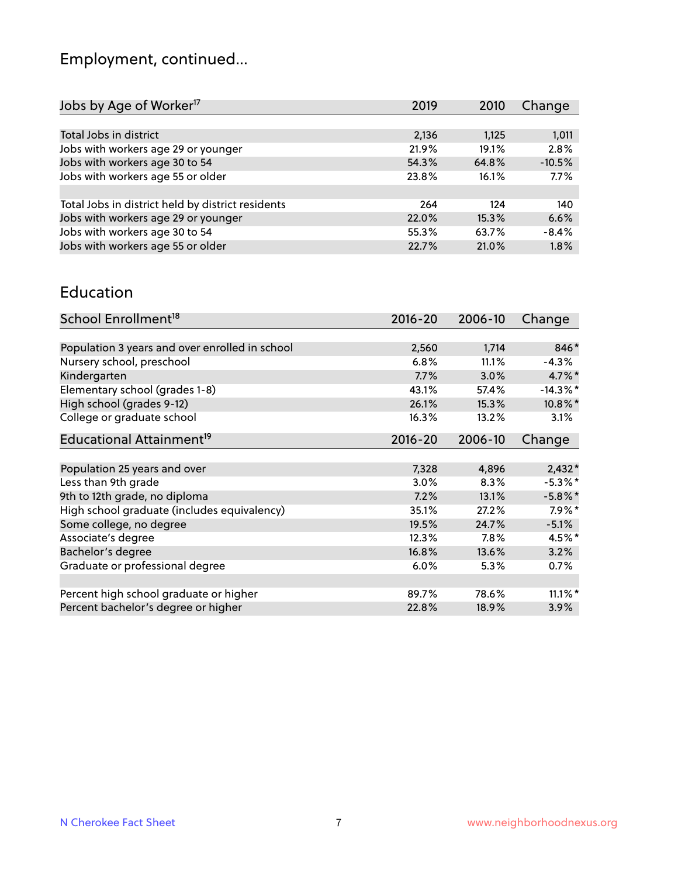# Employment, continued...

| Jobs by Age of Worker[17] | 2019 | 2010 | Change |
|---|---|---|---|
| Total Jobs in district | 2,136 | 1,125 | 1,011 |
| Jobs with workers age 29 or younger | 21.9% | 19.1% | 2.8% |
| Jobs with workers age 30 to 54 | 54.3% | 64.8% | -10.5% |
| Jobs with workers age 55 or older | 23.8% | 16.1% | 7.7% |
| | | | |
| Total Jobs in district held by district residents | 264 | 124 | 140 |
| Jobs with workers age 29 or younger | 22.0% | 15.3% | 6.6% |
| Jobs with workers age 30 to 54 | 55.3% | 63.7% | -8.4% |
| Jobs with workers age 55 or older | 22.7% | 21.0% | 1.8% |

## Education

| School Enrollment[18] | 2016-20 | 2006-10 | Change |
|---|---|---|---|
| Population 3 years and over enrolled in school | 2,560 | 1,714 | 846* |
| Nursery school, preschool | 6.8% | 11.1% | -4.3% |
| Kindergarten | 7.7% | 3.0% | 4.7%* |
| Elementary school (grades 1-8) | 43.1% | 57.4% | -14.3%* |
| High school (grades 9-12) | 26.1% | 15.3% | 10.8%* |
| College or graduate school | 16.3% | 13.2% | 3.1% |

| Educational Attainment[19] | 2016-20 | 2006-10 | Change |
|---|---|---|---|
| Population 25 years and over | 7,328 | 4,896 | 2,432* |
| Less than 9th grade | 3.0% | 8.3% | -5.3%* |
| 9th to 12th grade, no diploma | 7.2% | 13.1% | -5.8%* |
| High school graduate (includes equivalency) | 35.1% | 27.2% | 7.9%* |
| Some college, no degree | 19.5% | 24.7% | -5.1% |
| Associate's degree | 12.3% | 7.8% | 4.5%* |
| Bachelor's degree | 16.8% | 13.6% | 3.2% |
| Graduate or professional degree | 6.0% | 5.3% | 0.7% |
| | | | |
| Percent high school graduate or higher | 89.7% | 78.6% | 11.1%* |
| Percent bachelor's degree or higher | 22.8% | 18.9% | 3.9% |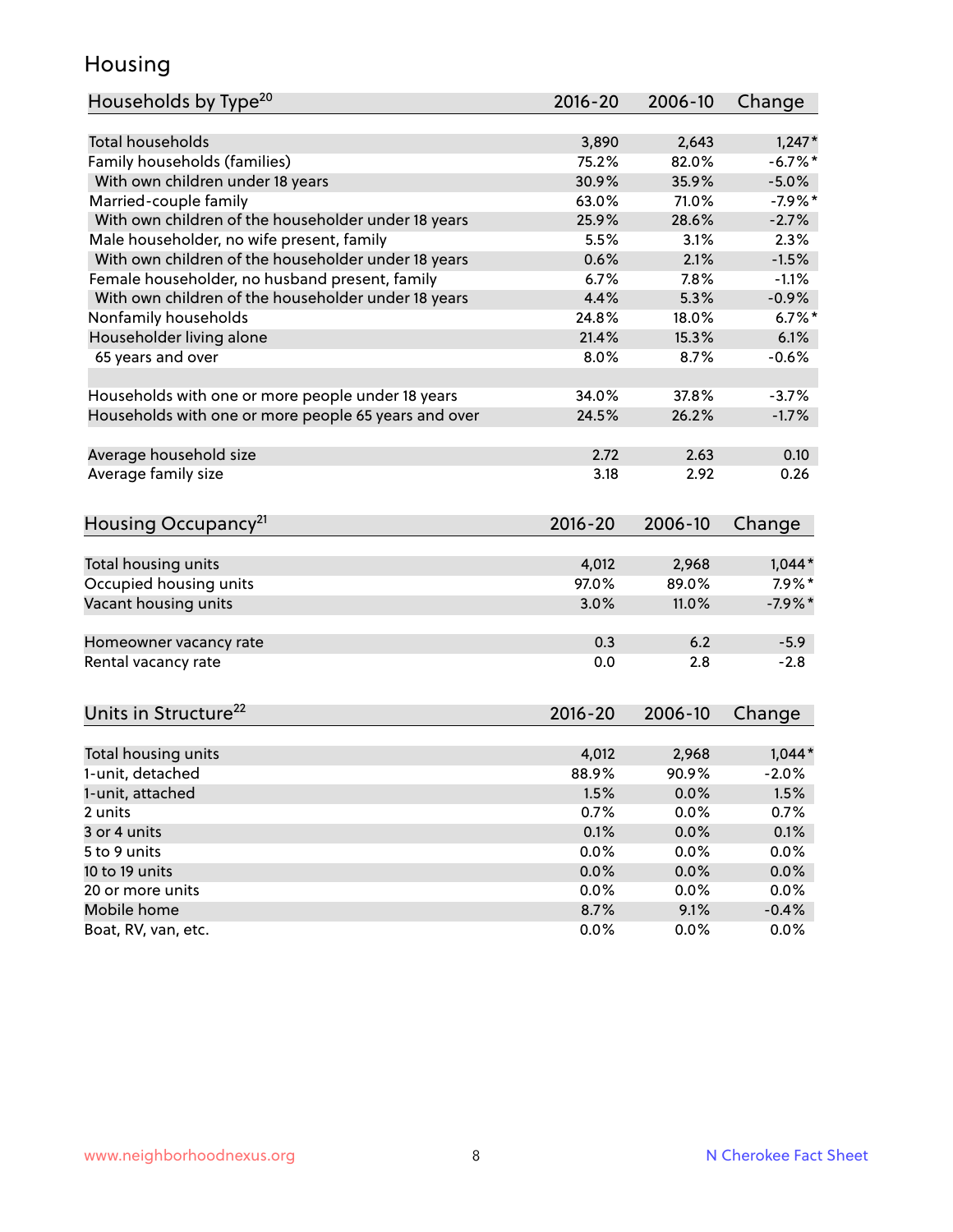# Housing

| Households by Type[20] | 2016-20 | 2006-10 | Change |
|---|---|---|---|
| Total households | 3,890 | 2,643 | 1,247* |
| Family households (families) | 75.2% | 82.0% | -6.7%* |
| With own children under 18 years | 30.9% | 35.9% | -5.0% |
| Married-couple family | 63.0% | 71.0% | -7.9%* |
| With own children of the householder under 18 years | 25.9% | 28.6% | -2.7% |
| Male householder, no wife present, family | 5.5% | 3.1% | 2.3% |
| With own children of the householder under 18 years | 0.6% | 2.1% | -1.5% |
| Female householder, no husband present, family | 6.7% | 7.8% | -1.1% |
| With own children of the householder under 18 years | 4.4% | 5.3% | -0.9% |
| Nonfamily households | 24.8% | 18.0% | 6.7%* |
| Householder living alone | 21.4% | 15.3% | 6.1% |
| 65 years and over | 8.0% | 8.7% | -0.6% |
| | | | |
| Households with one or more people under 18 years | 34.0% | 37.8% | -3.7% |
| Households with one or more people 65 years and over | 24.5% | 26.2% | -1.7% |
| | | | |
| Average household size | 2.72 | 2.63 | 0.10 |
| Average family size | 3.18 | 2.92 | 0.26 |

| Housing Occupancy[21] | 2016-20 | 2006-10 | Change |
|---|---|---|---|
| Total housing units | 4,012 | 2,968 | 1,044* |
| Occupied housing units | 97.0% | 89.0% | 7.9%* |
| Vacant housing units | 3.0% | 11.0% | -7.9%* |
| | | | |
| Homeowner vacancy rate | 0.3 | 6.2 | -5.9 |
| Rental vacancy rate | 0.0 | 2.8 | -2.8 |

| Units in Structure[22] | 2016-20 | 2006-10 | Change |
|---|---|---|---|
| Total housing units | 4,012 | 2,968 | 1,044* |
| 1-unit, detached | 88.9% | 90.9% | -2.0% |
| 1-unit, attached | 1.5% | 0.0% | 1.5% |
| 2 units | 0.7% | 0.0% | 0.7% |
| 3 or 4 units | 0.1% | 0.0% | 0.1% |
| 5 to 9 units | 0.0% | 0.0% | 0.0% |
| 10 to 19 units | 0.0% | 0.0% | 0.0% |
| 20 or more units | 0.0% | 0.0% | 0.0% |
| Mobile home | 8.7% | 9.1% | -0.4% |
| Boat, RV, van, etc. | 0.0% | 0.0% | 0.0% |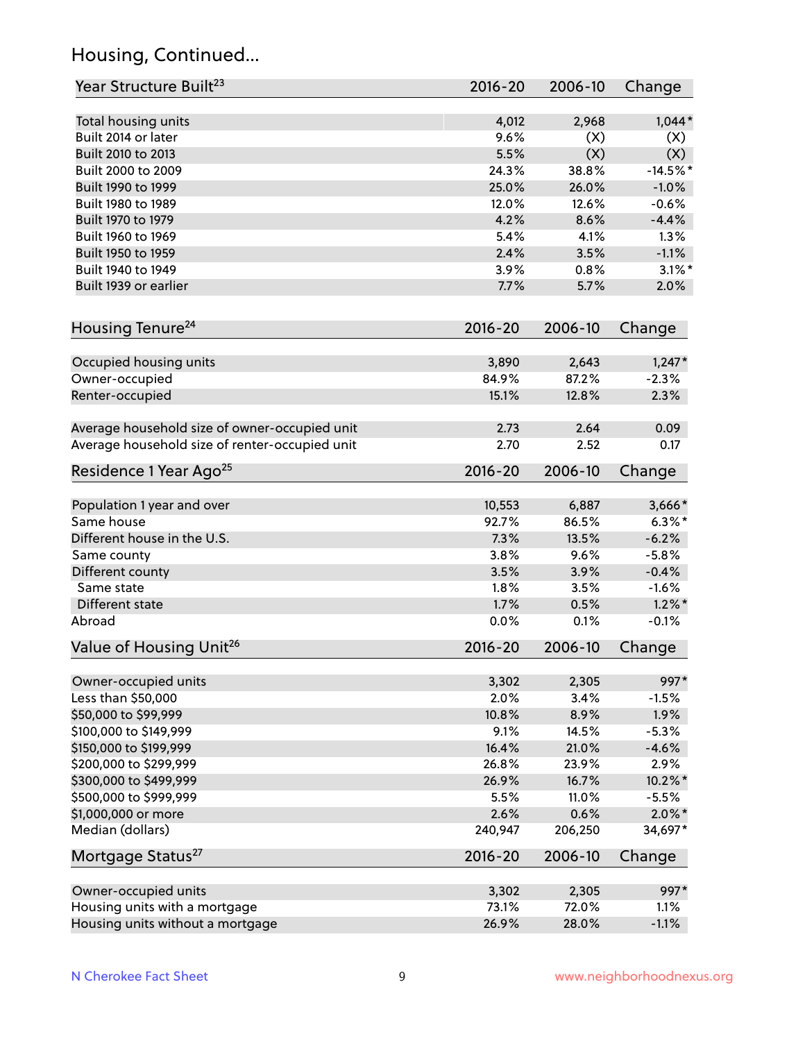## Housing, Continued...

| Year Structure Built[23] | 2016-20 | 2006-10 | Change |
|---|---|---|---|
| Total housing units | 4,012 | 2,968 | 1,044* |
| Built 2014 or later | 9.6% | (X) | (X) |
| Built 2010 to 2013 | 5.5% | (X) | (X) |
| Built 2000 to 2009 | 24.3% | 38.8% | -14.5%* |
| Built 1990 to 1999 | 25.0% | 26.0% | -1.0% |
| Built 1980 to 1989 | 12.0% | 12.6% | -0.6% |
| Built 1970 to 1979 | 4.2% | 8.6% | -4.4% |
| Built 1960 to 1969 | 5.4% | 4.1% | 1.3% |
| Built 1950 to 1959 | 2.4% | 3.5% | -1.1% |
| Built 1940 to 1949 | 3.9% | 0.8% | 3.1%* |
| Built 1939 or earlier | 7.7% | 5.7% | 2.0% |

| Housing Tenure[24] | 2016-20 | 2006-10 | Change |
|---|---|---|---|
| Occupied housing units | 3,890 | 2,643 | 1,247* |
| Owner-occupied | 84.9% | 87.2% | -2.3% |
| Renter-occupied | 15.1% | 12.8% | 2.3% |
| Average household size of owner-occupied unit | 2.73 | 2.64 | 0.09 |
| Average household size of renter-occupied unit | 2.70 | 2.52 | 0.17 |

| Residence 1 Year Ago[25] | 2016-20 | 2006-10 | Change |
|---|---|---|---|
| Population 1 year and over | 10,553 | 6,887 | 3,666* |
| Same house | 92.7% | 86.5% | 6.3%* |
| Different house in the U.S. | 7.3% | 13.5% | -6.2% |
| Same county | 3.8% | 9.6% | -5.8% |
| Different county | 3.5% | 3.9% | -0.4% |
| Same state | 1.8% | 3.5% | -1.6% |
| Different state | 1.7% | 0.5% | 1.2%* |
| Abroad | 0.0% | 0.1% | -0.1% |

| Value of Housing Unit[26] | 2016-20 | 2006-10 | Change |
|---|---|---|---|
| Owner-occupied units | 3,302 | 2,305 | 997* |
| Less than $50,000 | 2.0% | 3.4% | -1.5% |
| $50,000 to $99,999 | 10.8% | 8.9% | 1.9% |
| $100,000 to $149,999 | 9.1% | 14.5% | -5.3% |
| $150,000 to $199,999 | 16.4% | 21.0% | -4.6% |
| $200,000 to $299,999 | 26.8% | 23.9% | 2.9% |
| $300,000 to $499,999 | 26.9% | 16.7% | 10.2%* |
| $500,000 to $999,999 | 5.5% | 11.0% | -5.5% |
| $1,000,000 or more | 2.6% | 0.6% | 2.0%* |
| Median (dollars) | 240,947 | 206,250 | 34,697* |

| Mortgage Status[27] | 2016-20 | 2006-10 | Change |
|---|---|---|---|
| Owner-occupied units | 3,302 | 2,305 | 997* |
| Housing units with a mortgage | 73.1% | 72.0% | 1.1% |
| Housing units without a mortgage | 26.9% | 28.0% | -1.1% |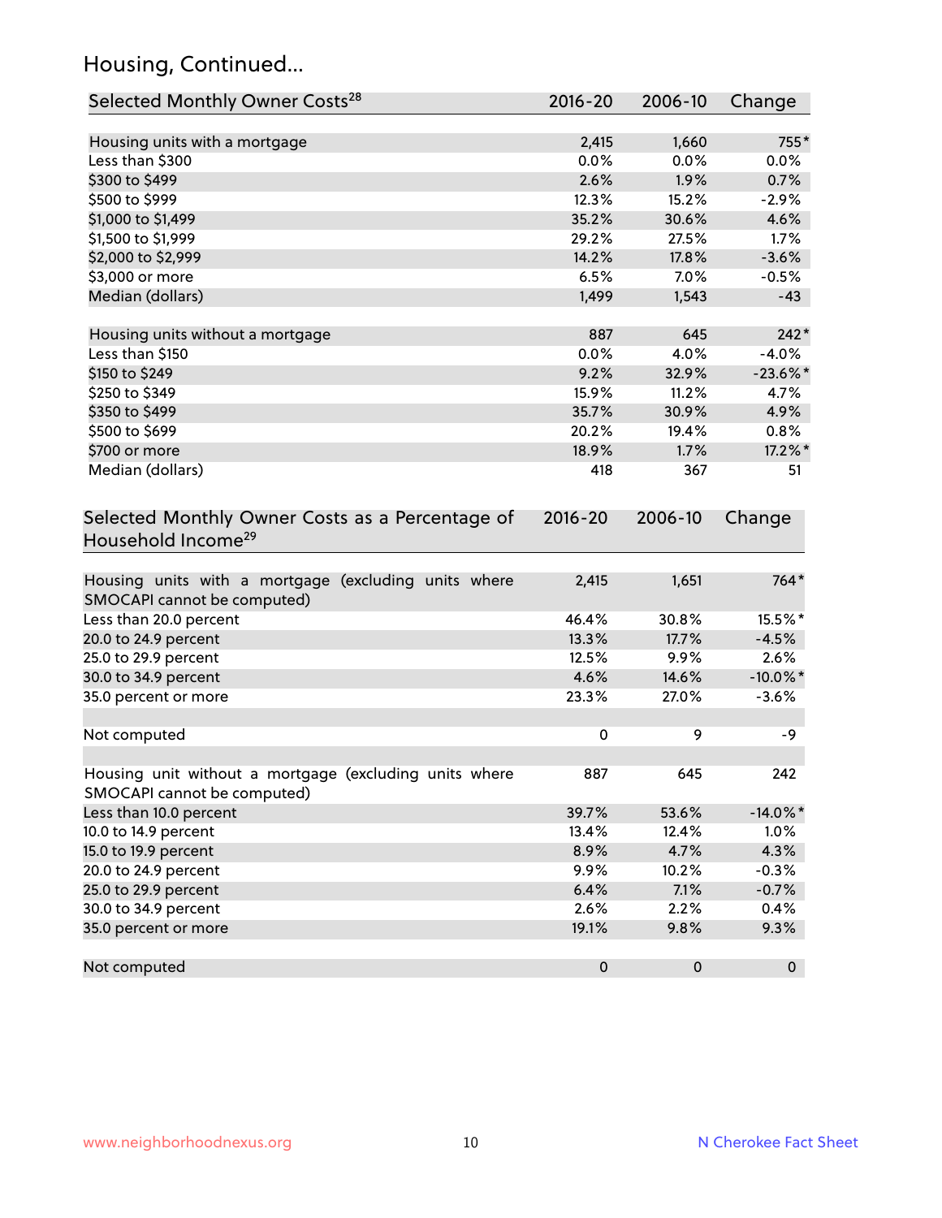# Housing, Continued...

| Selected Monthly Owner Costs[28] | 2016-20 | 2006-10 | Change |
|---|---|---|---|
| Housing units with a mortgage | 2,415 | 1,660 | 755* |
| Less than $300 | 0.0% | 0.0% | 0.0% |
| $300 to $499 | 2.6% | 1.9% | 0.7% |
| $500 to $999 | 12.3% | 15.2% | -2.9% |
| $1,000 to $1,499 | 35.2% | 30.6% | 4.6% |
| $1,500 to $1,999 | 29.2% | 27.5% | 1.7% |
| $2,000 to $2,999 | 14.2% | 17.8% | -3.6% |
| $3,000 or more | 6.5% | 7.0% | -0.5% |
| Median (dollars) | 1,499 | 1,543 | -43 |
| Housing units without a mortgage | 887 | 645 | 242* |
| Less than $150 | 0.0% | 4.0% | -4.0% |
| $150 to $249 | 9.2% | 32.9% | -23.6%* |
| $250 to $349 | 15.9% | 11.2% | 4.7% |
| $350 to $499 | 35.7% | 30.9% | 4.9% |
| $500 to $699 | 20.2% | 19.4% | 0.8% |
| $700 or more | 18.9% | 1.7% | 17.2%* |
| Median (dollars) | 418 | 367 | 51 |

| Selected Monthly Owner Costs as a Percentage of Household Income[29] | 2016-20 | 2006-10 | Change |
|---|---|---|---|
| Housing units with a mortgage (excluding units where SMOCAPI cannot be computed) | 2,415 | 1,651 | 764* |
| Less than 20.0 percent | 46.4% | 30.8% | 15.5%* |
| 20.0 to 24.9 percent | 13.3% | 17.7% | -4.5% |
| 25.0 to 29.9 percent | 12.5% | 9.9% | 2.6% |
| 30.0 to 34.9 percent | 4.6% | 14.6% | -10.0%* |
| 35.0 percent or more | 23.3% | 27.0% | -3.6% |
| Not computed | 0 | 9 | -9 |
| Housing unit without a mortgage (excluding units where SMOCAPI cannot be computed) | 887 | 645 | 242 |
| Less than 10.0 percent | 39.7% | 53.6% | -14.0%* |
| 10.0 to 14.9 percent | 13.4% | 12.4% | 1.0% |
| 15.0 to 19.9 percent | 8.9% | 4.7% | 4.3% |
| 20.0 to 24.9 percent | 9.9% | 10.2% | -0.3% |
| 25.0 to 29.9 percent | 6.4% | 7.1% | -0.7% |
| 30.0 to 34.9 percent | 2.6% | 2.2% | 0.4% |
| 35.0 percent or more | 19.1% | 9.8% | 9.3% |
| Not computed | 0 | 0 | 0 |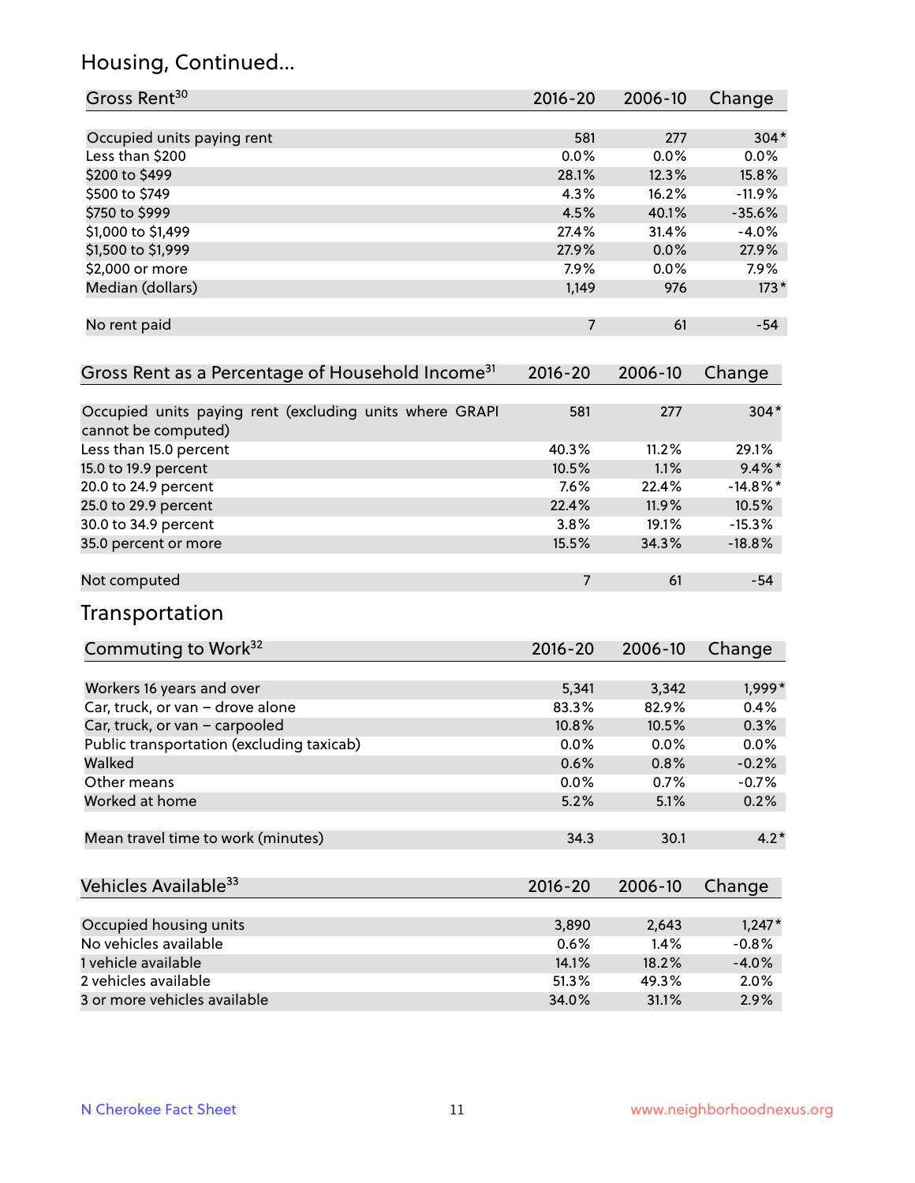## Housing, Continued...

| Gross Rent[30] | 2016-20 | 2006-10 | Change |
|---|---|---|---|
| Occupied units paying rent | 581 | 277 | 304* |
| Less than $200 | 0.0% | 0.0% | 0.0% |
| $200 to $499 | 28.1% | 12.3% | 15.8% |
| $500 to $749 | 4.3% | 16.2% | -11.9% |
| $750 to $999 | 4.5% | 40.1% | -35.6% |
| $1,000 to $1,499 | 27.4% | 31.4% | -4.0% |
| $1,500 to $1,999 | 27.9% | 0.0% | 27.9% |
| $2,000 or more | 7.9% | 0.0% | 7.9% |
| Median (dollars) | 1,149 | 976 | 173* |
| No rent paid | 7 | 61 | -54 |

| Gross Rent as a Percentage of Household Income[31] | 2016-20 | 2006-10 | Change |
|---|---|---|---|
| Occupied units paying rent (excluding units where GRAPI cannot be computed) | 581 | 277 | 304* |
| Less than 15.0 percent | 40.3% | 11.2% | 29.1% |
| 15.0 to 19.9 percent | 10.5% | 1.1% | 9.4%* |
| 20.0 to 24.9 percent | 7.6% | 22.4% | -14.8%* |
| 25.0 to 29.9 percent | 22.4% | 11.9% | 10.5% |
| 30.0 to 34.9 percent | 3.8% | 19.1% | -15.3% |
| 35.0 percent or more | 15.5% | 34.3% | -18.8% |
| Not computed | 7 | 61 | -54 |

## Transportation

| Commuting to Work[32] | 2016-20 | 2006-10 | Change |
|---|---|---|---|
| Workers 16 years and over | 5,341 | 3,342 | 1,999* |
| Car, truck, or van – drove alone | 83.3% | 82.9% | 0.4% |
| Car, truck, or van – carpooled | 10.8% | 10.5% | 0.3% |
| Public transportation (excluding taxicab) | 0.0% | 0.0% | 0.0% |
| Walked | 0.6% | 0.8% | -0.2% |
| Other means | 0.0% | 0.7% | -0.7% |
| Worked at home | 5.2% | 5.1% | 0.2% |
| Mean travel time to work (minutes) | 34.3 | 30.1 | 4.2* |

| Vehicles Available[33] | 2016-20 | 2006-10 | Change |
|---|---|---|---|
| Occupied housing units | 3,890 | 2,643 | 1,247* |
| No vehicles available | 0.6% | 1.4% | -0.8% |
| 1 vehicle available | 14.1% | 18.2% | -4.0% |
| 2 vehicles available | 51.3% | 49.3% | 2.0% |
| 3 or more vehicles available | 34.0% | 31.1% | 2.9% |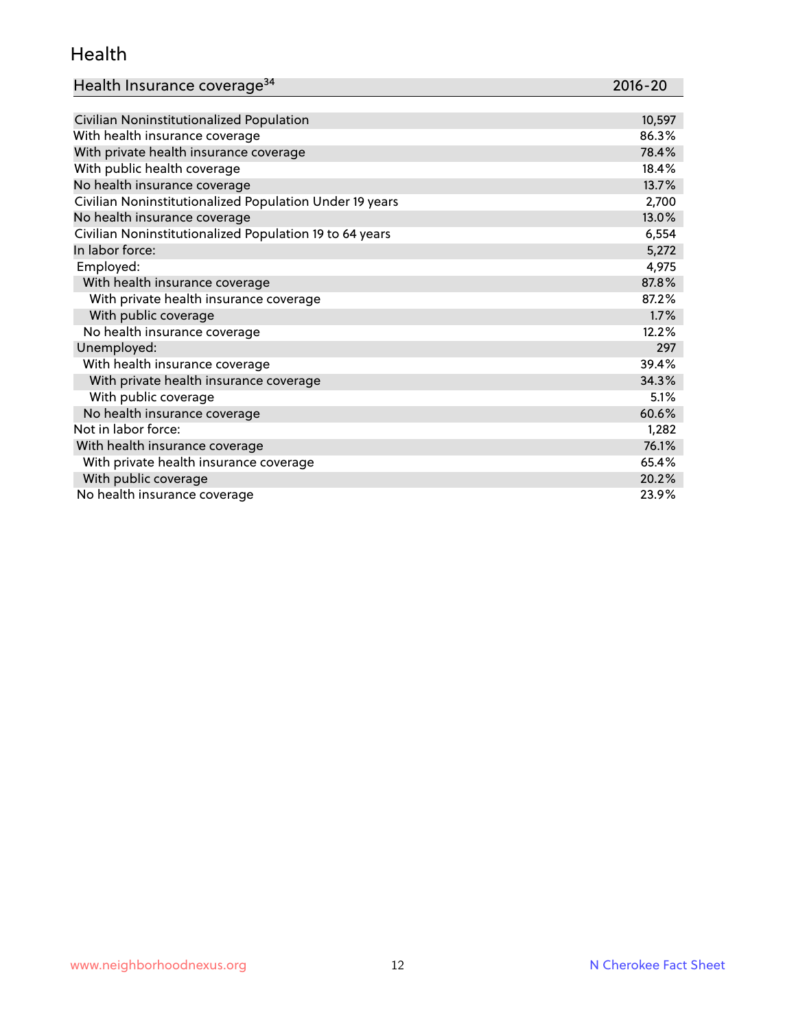## Health

| Health Insurance coverage[34] | 2016-20 |
|---|---|
| Civilian Noninstitutionalized Population | 10,597 |
| With health insurance coverage | 86.3% |
| With private health insurance coverage | 78.4% |
| With public health coverage | 18.4% |
| No health insurance coverage | 13.7% |
| Civilian Noninstitutionalized Population Under 19 years | 2,700 |
| No health insurance coverage | 13.0% |
| Civilian Noninstitutionalized Population 19 to 64 years | 6,554 |
| In labor force: | 5,272 |
| Employed: | 4,975 |
| With health insurance coverage | 87.8% |
| With private health insurance coverage | 87.2% |
| With public coverage | 1.7% |
| No health insurance coverage | 12.2% |
| Unemployed: | 297 |
| With health insurance coverage | 39.4% |
| With private health insurance coverage | 34.3% |
| With public coverage | 5.1% |
| No health insurance coverage | 60.6% |
| Not in labor force: | 1,282 |
| With health insurance coverage | 76.1% |
| With private health insurance coverage | 65.4% |
| With public coverage | 20.2% |
| No health insurance coverage | 23.9% |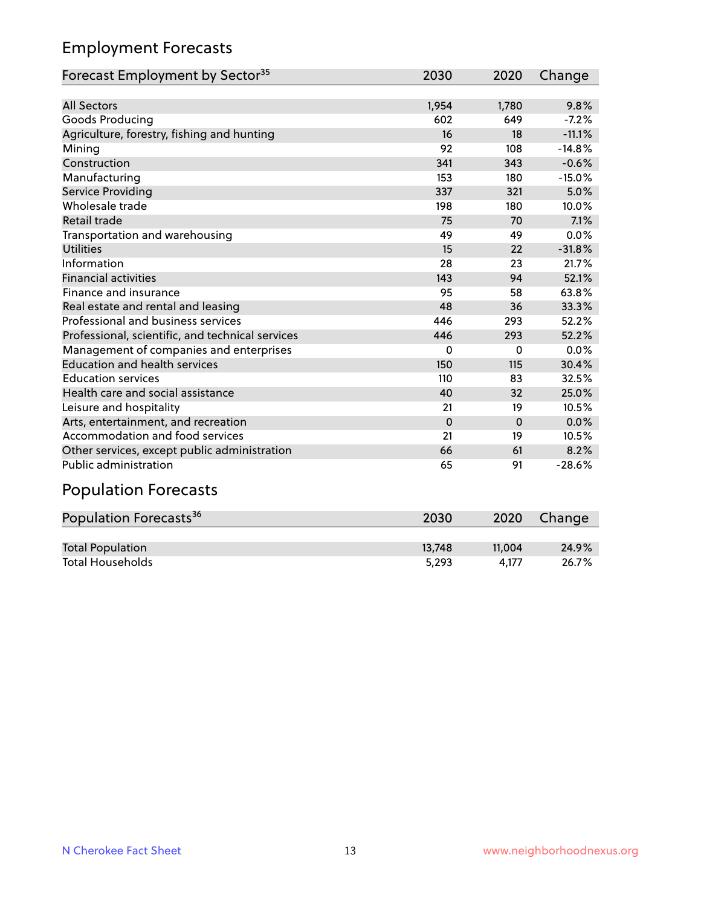## Employment Forecasts

| Forecast Employment by Sector[35] | 2030 | 2020 | Change |
|---|---|---|---|
| All Sectors | 1,954 | 1,780 | 9.8% |
| Goods Producing | 602 | 649 | -7.2% |
| Agriculture, forestry, fishing and hunting | 16 | 18 | -11.1% |
| Mining | 92 | 108 | -14.8% |
| Construction | 341 | 343 | -0.6% |
| Manufacturing | 153 | 180 | -15.0% |
| Service Providing | 337 | 321 | 5.0% |
| Wholesale trade | 198 | 180 | 10.0% |
| Retail trade | 75 | 70 | 7.1% |
| Transportation and warehousing | 49 | 49 | 0.0% |
| Utilities | 15 | 22 | -31.8% |
| Information | 28 | 23 | 21.7% |
| Financial activities | 143 | 94 | 52.1% |
| Finance and insurance | 95 | 58 | 63.8% |
| Real estate and rental and leasing | 48 | 36 | 33.3% |
| Professional and business services | 446 | 293 | 52.2% |
| Professional, scientific, and technical services | 446 | 293 | 52.2% |
| Management of companies and enterprises | 0 | 0 | 0.0% |
| Education and health services | 150 | 115 | 30.4% |
| Education services | 110 | 83 | 32.5% |
| Health care and social assistance | 40 | 32 | 25.0% |
| Leisure and hospitality | 21 | 19 | 10.5% |
| Arts, entertainment, and recreation | 0 | 0 | 0.0% |
| Accommodation and food services | 21 | 19 | 10.5% |
| Other services, except public administration | 66 | 61 | 8.2% |
| Public administration | 65 | 91 | -28.6% |

## Population Forecasts

| Population Forecasts[36] | 2030 | 2020 | Change |
|---|---|---|---|
| Total Population | 13,748 | 11,004 | 24.9% |
| Total Households | 5,293 | 4,177 | 26.7% |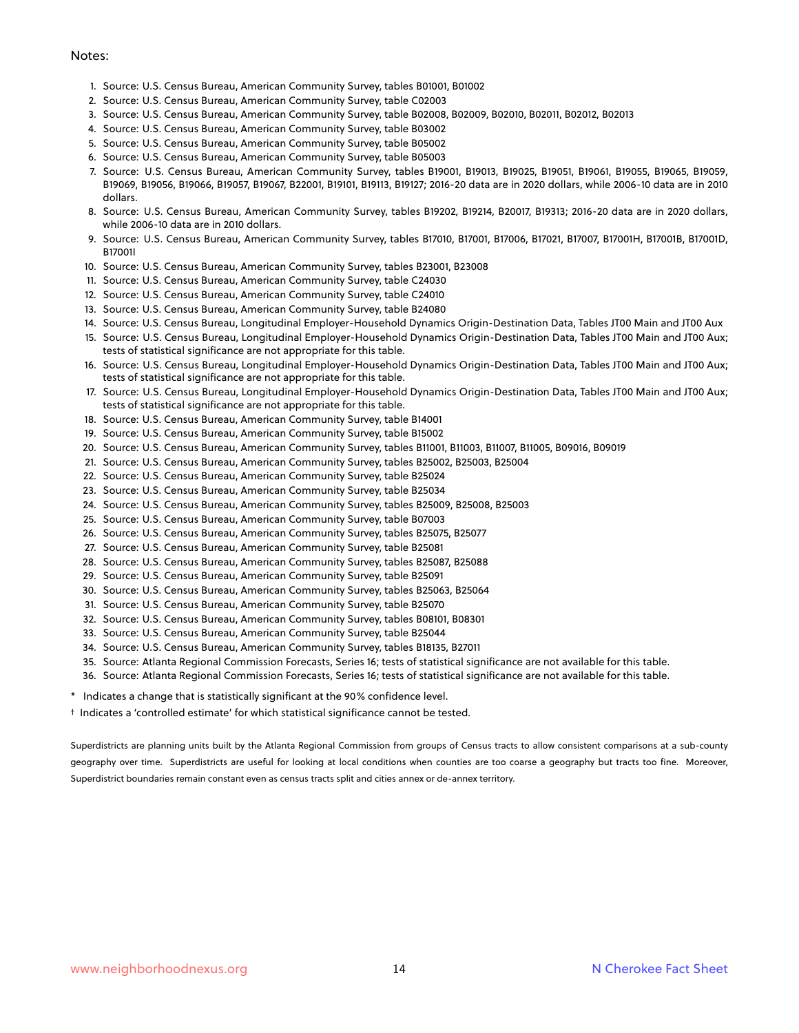Notes:

1. Source: U.S. Census Bureau, American Community Survey, tables B01001, B01002
2. Source: U.S. Census Bureau, American Community Survey, table C02003
3. Source: U.S. Census Bureau, American Community Survey, table B02008, B02009, B02010, B02011, B02012, B02013
4. Source: U.S. Census Bureau, American Community Survey, table B03002
5. Source: U.S. Census Bureau, American Community Survey, table B05002
6. Source: U.S. Census Bureau, American Community Survey, table B05003
7. Source: U.S. Census Bureau, American Community Survey, tables B19001, B19013, B19025, B19051, B19061, B19055, B19065, B19059, B19069, B19056, B19066, B19057, B19067, B22001, B19101, B19113, B19127; 2016-20 data are in 2020 dollars, while 2006-10 data are in 2010 dollars.
8. Source: U.S. Census Bureau, American Community Survey, tables B19202, B19214, B20017, B19313; 2016-20 data are in 2020 dollars, while 2006-10 data are in 2010 dollars.
9. Source: U.S. Census Bureau, American Community Survey, tables B17010, B17001, B17006, B17021, B17007, B17001H, B17001B, B17001D, B17001I
10. Source: U.S. Census Bureau, American Community Survey, tables B23001, B23008
11. Source: U.S. Census Bureau, American Community Survey, table C24030
12. Source: U.S. Census Bureau, American Community Survey, table C24010
13. Source: U.S. Census Bureau, American Community Survey, table B24080
14. Source: U.S. Census Bureau, Longitudinal Employer-Household Dynamics Origin-Destination Data, Tables JT00 Main and JT00 Aux
15. Source: U.S. Census Bureau, Longitudinal Employer-Household Dynamics Origin-Destination Data, Tables JT00 Main and JT00 Aux; tests of statistical significance are not appropriate for this table.
16. Source: U.S. Census Bureau, Longitudinal Employer-Household Dynamics Origin-Destination Data, Tables JT00 Main and JT00 Aux; tests of statistical significance are not appropriate for this table.
17. Source: U.S. Census Bureau, Longitudinal Employer-Household Dynamics Origin-Destination Data, Tables JT00 Main and JT00 Aux; tests of statistical significance are not appropriate for this table.
18. Source: U.S. Census Bureau, American Community Survey, table B14001
19. Source: U.S. Census Bureau, American Community Survey, table B15002
20. Source: U.S. Census Bureau, American Community Survey, tables B11001, B11003, B11007, B11005, B09016, B09019
21. Source: U.S. Census Bureau, American Community Survey, tables B25002, B25003, B25004
22. Source: U.S. Census Bureau, American Community Survey, table B25024
23. Source: U.S. Census Bureau, American Community Survey, table B25034
24. Source: U.S. Census Bureau, American Community Survey, tables B25009, B25008, B25003
25. Source: U.S. Census Bureau, American Community Survey, table B07003
26. Source: U.S. Census Bureau, American Community Survey, tables B25075, B25077
27. Source: U.S. Census Bureau, American Community Survey, table B25081
28. Source: U.S. Census Bureau, American Community Survey, tables B25087, B25088
29. Source: U.S. Census Bureau, American Community Survey, table B25091
30. Source: U.S. Census Bureau, American Community Survey, tables B25063, B25064
31. Source: U.S. Census Bureau, American Community Survey, table B25070
32. Source: U.S. Census Bureau, American Community Survey, tables B08101, B08301
33. Source: U.S. Census Bureau, American Community Survey, table B25044
34. Source: U.S. Census Bureau, American Community Survey, tables B18135, B27011
35. Source: Atlanta Regional Commission Forecasts, Series 16; tests of statistical significance are not available for this table.
36. Source: Atlanta Regional Commission Forecasts, Series 16; tests of statistical significance are not available for this table.

\* Indicates a change that is statistically significant at the 90% confidence level.

† Indicates a 'controlled estimate' for which statistical significance cannot be tested.

Superdistricts are planning units built by the Atlanta Regional Commission from groups of Census tracts to allow consistent comparisons at a sub-county geography over time. Superdistricts are useful for looking at local conditions when counties are too coarse a geography but tracts too fine. Moreover, Superdistrict boundaries remain constant even as census tracts split and cities annex or de-annex territory.